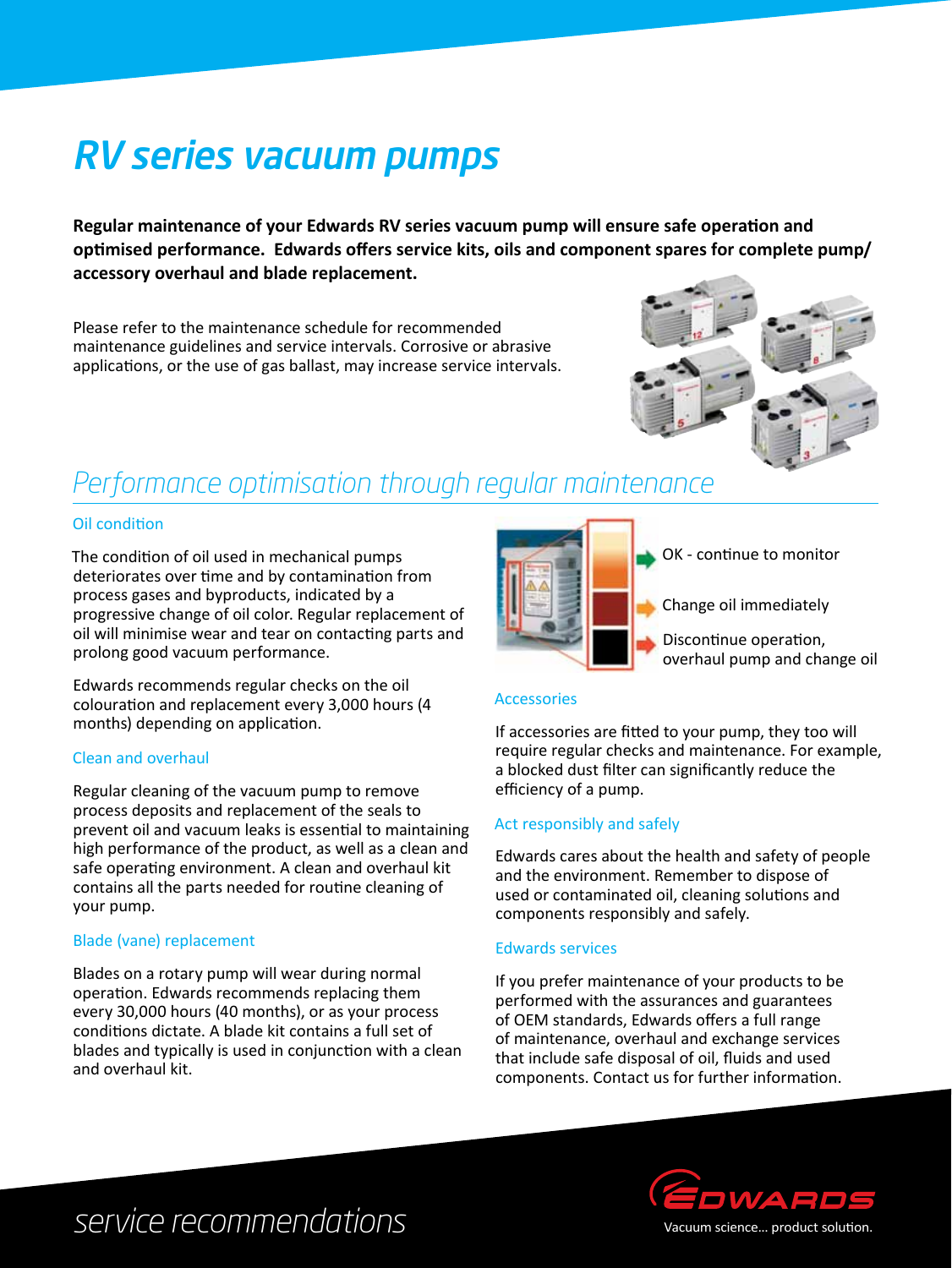# RV series vacuum pumps

**Regular maintenance of your Edwards RV series vacuum pump will ensure safe operation and optimised performance. Edwards offers service kits, oils and component spares for complete pump/ accessory overhaul and blade replacement.**

Please refer to the maintenance schedule for recommended maintenance guidelines and service intervals. Corrosive or abrasive applications, or the use of gas ballast, may increase service intervals.

## Performance optimisation through regular maintenance

### Oil condition

The condition of oil used in mechanical pumps deteriorates over time and by contamination from process gases and byproducts, indicated by a progressive change of oil color. Regular replacement of oil will minimise wear and tear on contacting parts and prolong good vacuum performance.

Edwards recommends regular checks on the oil colouration and replacement every 3,000 hours (4 months) depending on application.

- OK - continue to monitor
- Change oil immediately
- Discontinue operation, overhaul pump and change oil

### Clean and overhaul

Regular cleaning of the vacuum pump to remove process deposits and replacement of the seals to prevent oil and vacuum leaks is essential to maintaining high performance of the product, as well as a clean and safe operating environment. A clean and overhaul kit contains all the parts needed for routine cleaning of your pump.

### Blade (vane) replacement

Blades on a rotary pump will wear during normal operation. Edwards recommends replacing them every 30,000 hours (40 months), or as your process conditions dictate. A blade kit contains a full set of blades and typically is used in conjunction with a clean and overhaul kit.

### Accessories

If accessories are fitted to your pump, they too will require regular checks and maintenance. For example, a blocked dust filter can significantly reduce the efficiency of a pump.

### Act responsibly and safely

Edwards cares about the health and safety of people and the environment. Remember to dispose of used or contaminated oil, cleaning solutions and components responsibly and safely.

### Edwards services

If you prefer maintenance of your products to be performed with the assurances and guarantees of OEM standards, Edwards offers a full range of maintenance, overhaul and exchange services that include safe disposal of oil, fluids and used components. Contact us for further information.

*service recommendations*

EDWARDS
Vacuum science... product solution.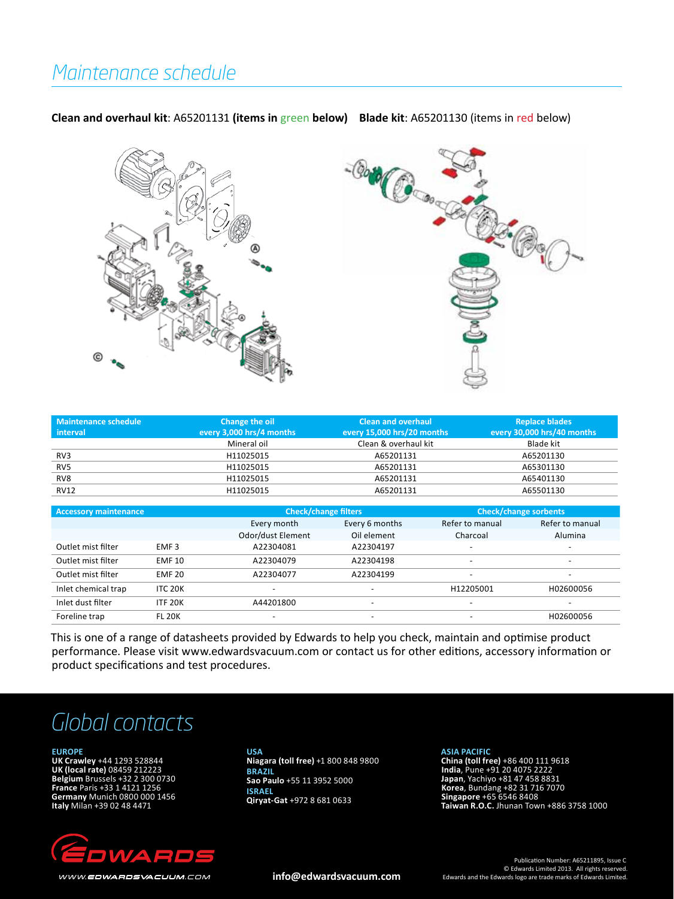## Maintenance schedule

**Clean and overhaul kit**: A65201131 **(items in green below)**   **Blade kit**: A65201130 (items in red below)

| Maintenance schedule interval | Change the oil every 3,000 hrs/4 months | Clean and overhaul every 15,000 hrs/20 months | Replace blades every 30,000 hrs/40 months |
|---|---|---|---|
| | Mineral oil | Clean & overhaul kit | Blade kit |
| RV3 | H11025015 | A65201131 | A65201130 |
| RV5 | H11025015 | A65201131 | A65301130 |
| RV8 | H11025015 | A65201131 | A65401130 |
| RV12 | H11025015 | A65201131 | A65501130 |

| Accessory maintenance | | Check/change filters | | Check/change sorbents | |
|---|---|---|---|---|---|
| | | Every month | Every 6 months | Refer to manual | Refer to manual |
| | | Odor/dust Element | Oil element | Charcoal | Alumina |
| Outlet mist filter | EMF 3 | A22304081 | A22304197 | - | - |
| Outlet mist filter | EMF 10 | A22304079 | A22304198 | - | - |
| Outlet mist filter | EMF 20 | A22304077 | A22304199 | - | - |
| Inlet chemical trap | ITC 20K | - | - | H12205001 | H02600056 |
| Inlet dust filter | ITF 20K | A44201800 | - | - | - |
| Foreline trap | FL 20K | - | - | - | H02600056 |

This is one of a range of datasheets provided by Edwards to help you check, maintain and optimise product performance. Please visit www.edwardsvacuum.com or contact us for other editions, accessory information or product specifications and test procedures.

## Global contacts

**EUROPE**
**UK Crawley** +44 1293 528844
**UK (local rate)** 08459 212223
**Belgium** Brussels +32 2 300 0730
**France** Paris +33 1 4121 1256
**Germany** Munich 0800 000 1456
**Italy** Milan +39 02 48 4471

**USA**
**Niagara (toll free)** +1 800 848 9800
**BRAZIL**
**Sao Paulo** +55 11 3952 5000
**ISRAEL**
**Qiryat-Gat** +972 8 681 0633

**ASIA PACIFIC**
**China (toll free)** +86 400 111 9618
**India**, Pune +91 20 4075 2222
**Japan**, Yachiyo +81 47 458 8831
**Korea**, Bundang +82 31 716 7070
**Singapore** +65 6546 8408
**Taiwan R.O.C.** Jhunan Town +886 3758 1000

EDWARDS
WWW.EDWARDSVACUUM.COM

**info@edwardsvacuum.com**

Publication Number: A65211895, Issue C
© Edwards Limited 2013. All rights reserved.
Edwards and the Edwards logo are trade marks of Edwards Limited.